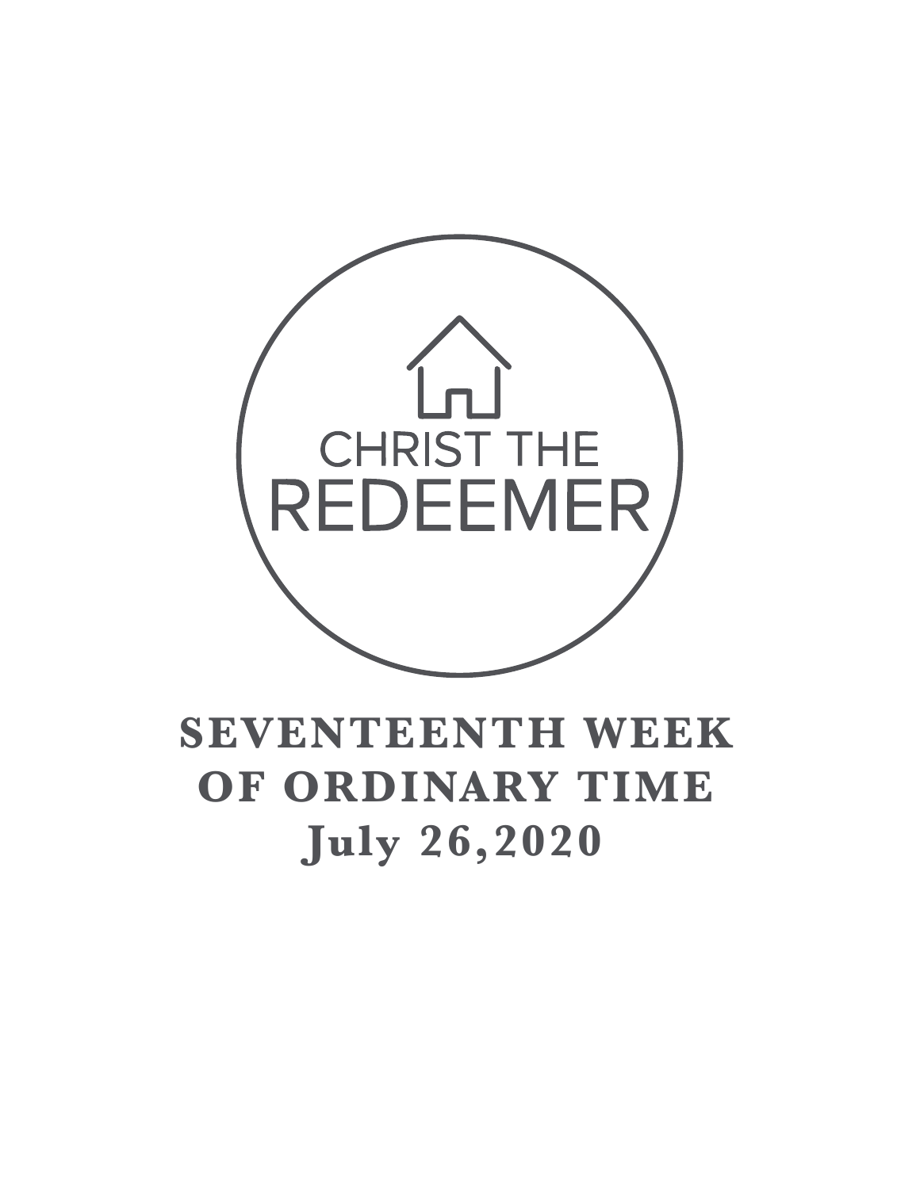CHRIST THE
REDEEMER

# SEVENTEENTH WEEK OF ORDINARY TIME

## July 26,2020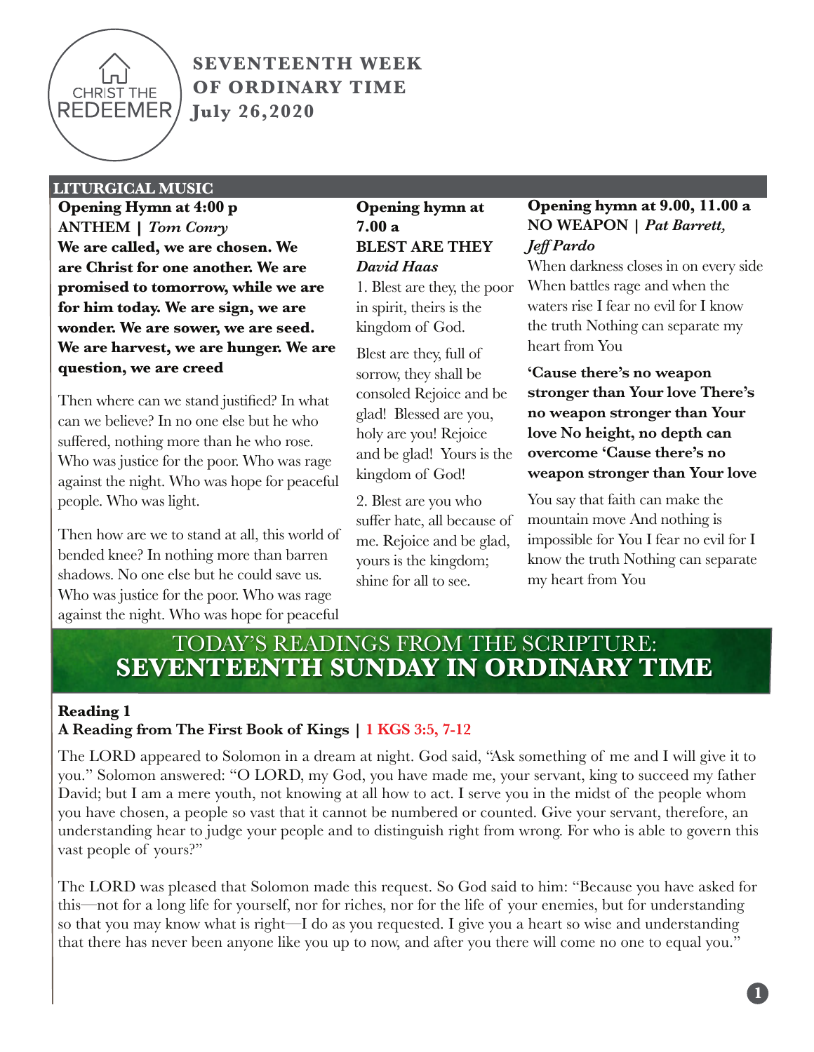# SEVENTEENTH WEEK OF ORDINARY TIME

**July 26,2020**

## LITURGICAL MUSIC

**Opening Hymn at 4:00 p**
**ANTHEM | *Tom Conry***

**We are called, we are chosen. We are Christ for one another. We are promised to tomorrow, while we are for him today. We are sign, we are wonder. We are sower, we are seed. We are harvest, we are hunger. We are question, we are creed**

Then where can we stand justified? In what can we believe? In no one else but he who suffered, nothing more than he who rose. Who was justice for the poor. Who was rage against the night. Who was hope for peaceful people. Who was light.

Then how are we to stand at all, this world of bended knee? In nothing more than barren shadows. No one else but he could save us. Who was justice for the poor. Who was rage against the night. Who was hope for peaceful

**Opening hymn at 7.00 a**
**BLEST ARE THEY**
***David Haas***

1. Blest are they, the poor in spirit, theirs is the kingdom of God.

Blest are they, full of sorrow, they shall be consoled Rejoice and be glad! Blessed are you, holy are you! Rejoice and be glad! Yours is the kingdom of God!

2. Blest are you who suffer hate, all because of me. Rejoice and be glad, yours is the kingdom; shine for all to see.

**Opening hymn at 9.00, 11.00 a**
**NO WEAPON | *Pat Barrett, Jeff Pardo***

When darkness closes in on every side When battles rage and when the waters rise I fear no evil for I know the truth Nothing can separate my heart from You

**'Cause there's no weapon stronger than Your love There's no weapon stronger than Your love No height, no depth can overcome 'Cause there's no weapon stronger than Your love**

You say that faith can make the mountain move And nothing is impossible for You I fear no evil for I know the truth Nothing can separate my heart from You

## TODAY'S READINGS FROM THE SCRIPTURE: SEVENTEENTH SUNDAY IN ORDINARY TIME

**Reading 1**
**A Reading from The First Book of Kings | 1 KGS 3:5, 7-12**

The LORD appeared to Solomon in a dream at night. God said, "Ask something of me and I will give it to you." Solomon answered: "O LORD, my God, you have made me, your servant, king to succeed my father David; but I am a mere youth, not knowing at all how to act. I serve you in the midst of the people whom you have chosen, a people so vast that it cannot be numbered or counted. Give your servant, therefore, an understanding hear to judge your people and to distinguish right from wrong. For who is able to govern this vast people of yours?"

The LORD was pleased that Solomon made this request. So God said to him: "Because you have asked for this—not for a long life for yourself, nor for riches, nor for the life of your enemies, but for understanding so that you may know what is right—I do as you requested. I give you a heart so wise and understanding that there has never been anyone like you up to now, and after you there will come no one to equal you."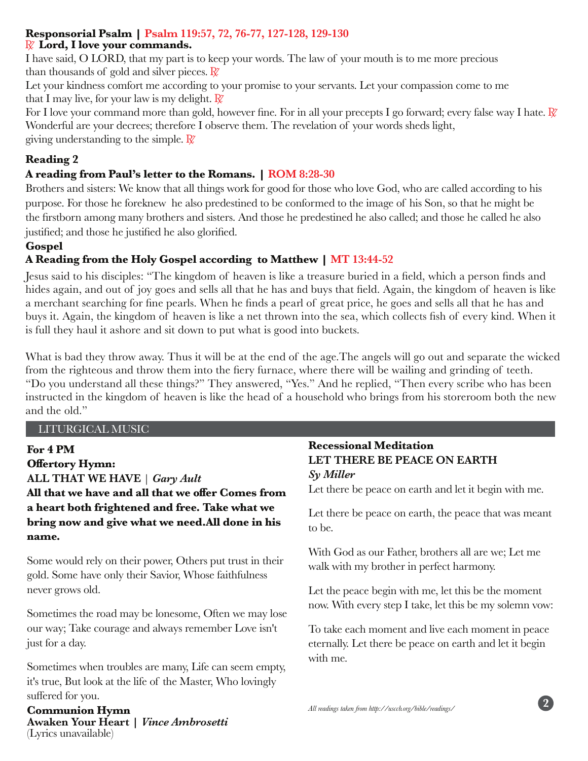**Responsorial Psalm | Psalm 119:57, 72, 76-77, 127-128, 129-130**

℟ **Lord, I love your commands.**

I have said, O LORD, that my part is to keep your words. The law of your mouth is to me more precious than thousands of gold and silver pieces. ℟

Let your kindness comfort me according to your promise to your servants. Let your compassion come to me that I may live, for your law is my delight. ℟

For I love your command more than gold, however fine. For in all your precepts I go forward; every false way I hate. ℟

Wonderful are your decrees; therefore I observe them. The revelation of your words sheds light, giving understanding to the simple. ℟

**Reading 2**

**A reading from Paul's letter to the Romans. | ROM 8:28-30**

Brothers and sisters: We know that all things work for good for those who love God, who are called according to his purpose. For those he foreknew he also predestined to be conformed to the image of his Son, so that he might be the firstborn among many brothers and sisters. And those he predestined he also called; and those he called he also justified; and those he justified he also glorified.

**Gospel**

**A Reading from the Holy Gospel according to Matthew | MT 13:44-52**

Jesus said to his disciples: "The kingdom of heaven is like a treasure buried in a field, which a person finds and hides again, and out of joy goes and sells all that he has and buys that field. Again, the kingdom of heaven is like a merchant searching for fine pearls. When he finds a pearl of great price, he goes and sells all that he has and buys it. Again, the kingdom of heaven is like a net thrown into the sea, which collects fish of every kind. When it is full they haul it ashore and sit down to put what is good into buckets.

What is bad they throw away. Thus it will be at the end of the age.The angels will go out and separate the wicked from the righteous and throw them into the fiery furnace, where there will be wailing and grinding of teeth. "Do you understand all these things?" They answered, "Yes." And he replied, "Then every scribe who has been instructed in the kingdom of heaven is like the head of a household who brings from his storeroom both the new and the old."

## LITURGICAL MUSIC

**For 4 PM**

**Offertory Hymn:**

**ALL THAT WE HAVE | *Gary Ault***

**All that we have and all that we offer Comes from a heart both frightened and free. Take what we bring now and give what we need.All done in his name.**

Some would rely on their power, Others put trust in their gold. Some have only their Savior, Whose faithfulness never grows old.

Sometimes the road may be lonesome, Often we may lose our way; Take courage and always remember Love isn't just for a day.

Sometimes when troubles are many, Life can seem empty, it's true, But look at the life of the Master, Who lovingly suffered for you.

**Communion Hymn**

**Awaken Your Heart | *Vince Ambrosetti***

(Lyrics unavailable)

**Recessional Meditation**

**LET THERE BE PEACE ON EARTH**

***Sy Miller***

Let there be peace on earth and let it begin with me.

Let there be peace on earth, the peace that was meant to be.

With God as our Father, brothers all are we; Let me walk with my brother in perfect harmony.

Let the peace begin with me, let this be the moment now. With every step I take, let this be my solemn vow:

To take each moment and live each moment in peace eternally. Let there be peace on earth and let it begin with me.

*All readings taken from http://usccb.org/bible/readings/*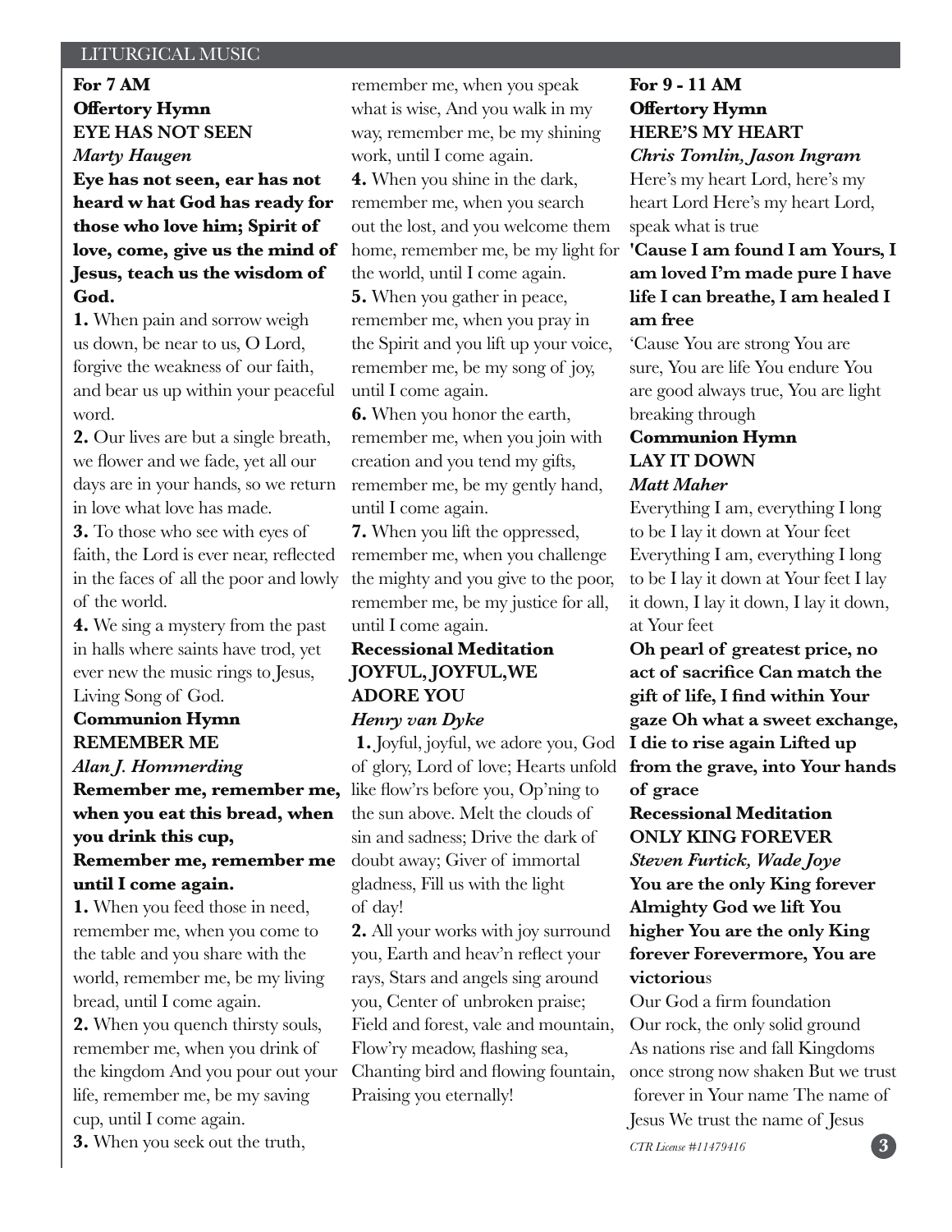LITURGICAL MUSIC

**For 7 AM**
**Offertory Hymn**
**EYE HAS NOT SEEN**
***Marty Haugen***

**Eye has not seen, ear has not heard w hat God has ready for those who love him; Spirit of love, come, give us the mind of Jesus, teach us the wisdom of God.**

**1.** When pain and sorrow weigh us down, be near to us, O Lord, forgive the weakness of our faith, and bear us up within your peaceful word.

**2.** Our lives are but a single breath, we flower and we fade, yet all our days are in your hands, so we return in love what love has made.

**3.** To those who see with eyes of faith, the Lord is ever near, reflected in the faces of all the poor and lowly of the world.

**4.** We sing a mystery from the past in halls where saints have trod, yet ever new the music rings to Jesus, Living Song of God.

**Communion Hymn**
**REMEMBER ME**
***Alan J. Hommerding***

**Remember me, remember me, when you eat this bread, when you drink this cup,**
**Remember me, remember me until I come again.**

**1.** When you feed those in need, remember me, when you come to the table and you share with the world, remember me, be my living bread, until I come again.

**2.** When you quench thirsty souls, remember me, when you drink of the kingdom And you pour out your life, remember me, be my saving cup, until I come again.

**3.** When you seek out the truth, remember me, when you speak what is wise, And you walk in my way, remember me, be my shining work, until I come again.

**4.** When you shine in the dark, remember me, when you search out the lost, and you welcome them home, remember me, be my light for the world, until I come again.

**5.** When you gather in peace, remember me, when you pray in the Spirit and you lift up your voice, remember me, be my song of joy, until I come again.

**6.** When you honor the earth, remember me, when you join with creation and you tend my gifts, remember me, be my gently hand, until I come again.

**7.** When you lift the oppressed, remember me, when you challenge the mighty and you give to the poor, remember me, be my justice for all, until I come again.

**Recessional Meditation**
**JOYFUL, JOYFUL,WE ADORE YOU**
***Henry van Dyke***

**1.** Joyful, joyful, we adore you, God of glory, Lord of love; Hearts unfold like flow'rs before you, Op'ning to the sun above. Melt the clouds of sin and sadness; Drive the dark of doubt away; Giver of immortal gladness, Fill us with the light of day!

**2.** All your works with joy surround you, Earth and heav'n reflect your rays, Stars and angels sing around you, Center of unbroken praise; Field and forest, vale and mountain, Flow'ry meadow, flashing sea, Chanting bird and flowing fountain, Praising you eternally!

**For 9 - 11 AM**
**Offertory Hymn**
**HERE'S MY HEART**
***Chris Tomlin, Jason Ingram***

Here's my heart Lord, here's my heart Lord Here's my heart Lord, speak what is true

**'Cause I am found I am Yours, I am loved I'm made pure I have life I can breathe, I am healed I am free**

'Cause You are strong You are sure, You are life You endure You are good always true, You are light breaking through

**Communion Hymn**
**LAY IT DOWN**
***Matt Maher***

Everything I am, everything I long to be I lay it down at Your feet Everything I am, everything I long to be I lay it down at Your feet I lay it down, I lay it down, I lay it down, at Your feet

**Oh pearl of greatest price, no act of sacrifice Can match the gift of life, I find within Your gaze Oh what a sweet exchange, I die to rise again Lifted up from the grave, into Your hands of grace**

**Recessional Meditation**
**ONLY KING FOREVER**
***Steven Furtick, Wade Joye***

**You are the only King forever Almighty God we lift You higher You are the only King forever Forevermore, You are victorious**

Our God a firm foundation
Our rock, the only solid ground
As nations rise and fall Kingdoms once strong now shaken But we trust forever in Your name The name of Jesus We trust the name of Jesus

*CTR License #11479416*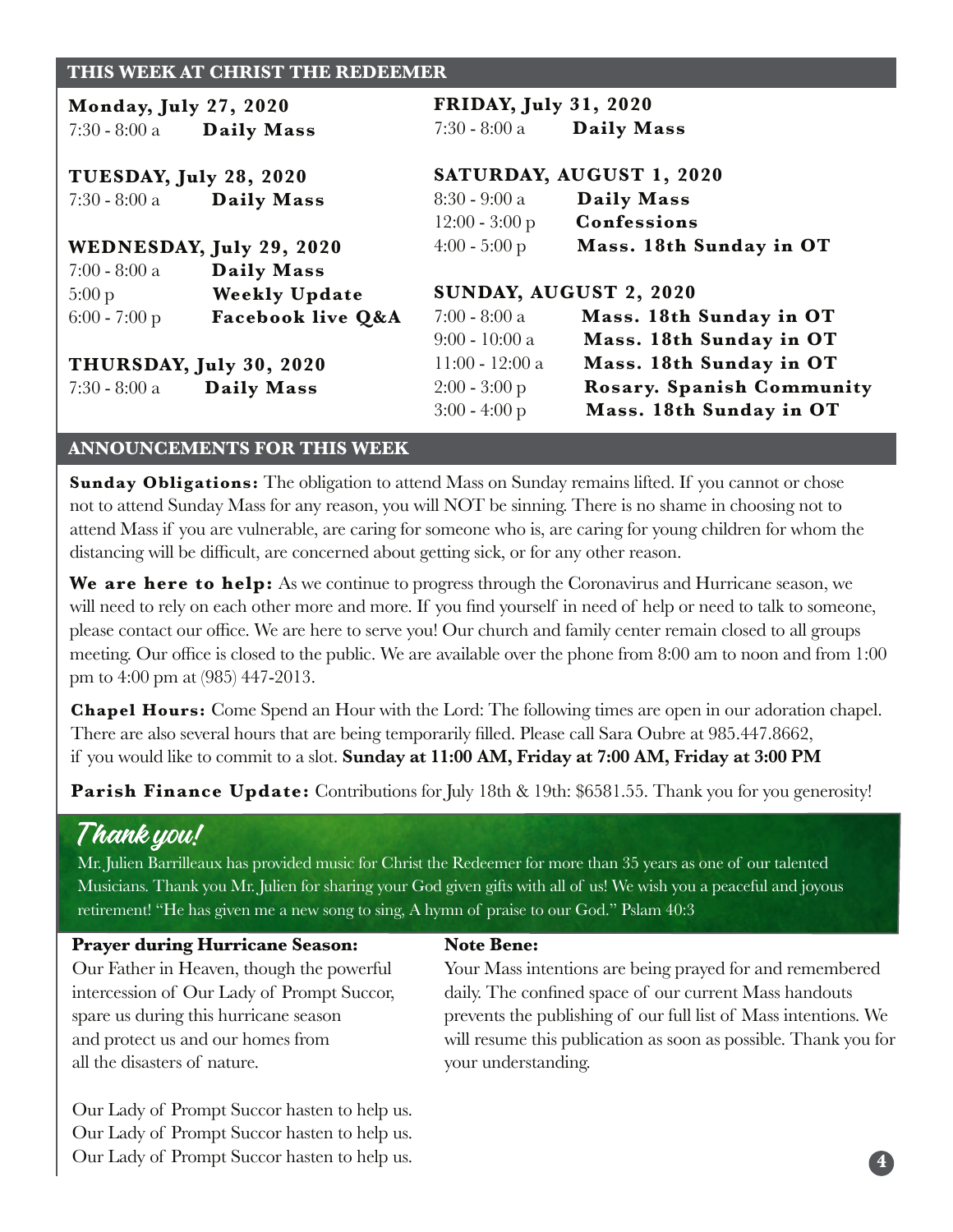## THIS WEEK AT CHRIST THE REDEEMER

**Monday, July 27, 2020**
7:30 - 8:00 a **Daily Mass**

**TUESDAY, July 28, 2020**
7:30 - 8:00 a **Daily Mass**

**WEDNESDAY, July 29, 2020**
7:00 - 8:00 a **Daily Mass**
5:00 p **Weekly Update**
6:00 - 7:00 p **Facebook live Q&A**

**THURSDAY, July 30, 2020**
7:30 - 8:00 a **Daily Mass**

**FRIDAY, July 31, 2020**
7:30 - 8:00 a **Daily Mass**

**SATURDAY, AUGUST 1, 2020**
8:30 - 9:00 a **Daily Mass**
12:00 - 3:00 p **Confessions**
4:00 - 5:00 p **Mass. 18th Sunday in OT**

**SUNDAY, AUGUST 2, 2020**
7:00 - 8:00 a **Mass. 18th Sunday in OT**
9:00 - 10:00 a **Mass. 18th Sunday in OT**
11:00 - 12:00 a **Mass. 18th Sunday in OT**
2:00 - 3:00 p **Rosary. Spanish Community**
3:00 - 4:00 p **Mass. 18th Sunday in OT**

## ANNOUNCEMENTS FOR THIS WEEK

**Sunday Obligations:** The obligation to attend Mass on Sunday remains lifted. If you cannot or chose not to attend Sunday Mass for any reason, you will NOT be sinning. There is no shame in choosing not to attend Mass if you are vulnerable, are caring for someone who is, are caring for young children for whom the distancing will be difficult, are concerned about getting sick, or for any other reason.

**We are here to help:** As we continue to progress through the Coronavirus and Hurricane season, we will need to rely on each other more and more. If you find yourself in need of help or need to talk to someone, please contact our office. We are here to serve you! Our church and family center remain closed to all groups meeting. Our office is closed to the public. We are available over the phone from 8:00 am to noon and from 1:00 pm to 4:00 pm at (985) 447-2013.

**Chapel Hours:** Come Spend an Hour with the Lord: The following times are open in our adoration chapel. There are also several hours that are being temporarily filled. Please call Sara Oubre at 985.447.8662, if you would like to commit to a slot. **Sunday at 11:00 AM, Friday at 7:00 AM, Friday at 3:00 PM**

**Parish Finance Update:** Contributions for July 18th & 19th: $6581.55. Thank you for you generosity!

## *Thank you!*

Mr. Julien Barrilleaux has provided music for Christ the Redeemer for more than 35 years as one of our talented Musicians. Thank you Mr. Julien for sharing your God given gifts with all of us! We wish you a peaceful and joyous retirement! "He has given me a new song to sing, A hymn of praise to our God." Pslam 40:3

**Prayer during Hurricane Season:**
Our Father in Heaven, though the powerful intercession of Our Lady of Prompt Succor, spare us during this hurricane season and protect us and our homes from all the disasters of nature.

Our Lady of Prompt Succor hasten to help us.
Our Lady of Prompt Succor hasten to help us.
Our Lady of Prompt Succor hasten to help us.

**Note Bene:**
Your Mass intentions are being prayed for and remembered daily. The confined space of our current Mass handouts prevents the publishing of our full list of Mass intentions. We will resume this publication as soon as possible. Thank you for your understanding.